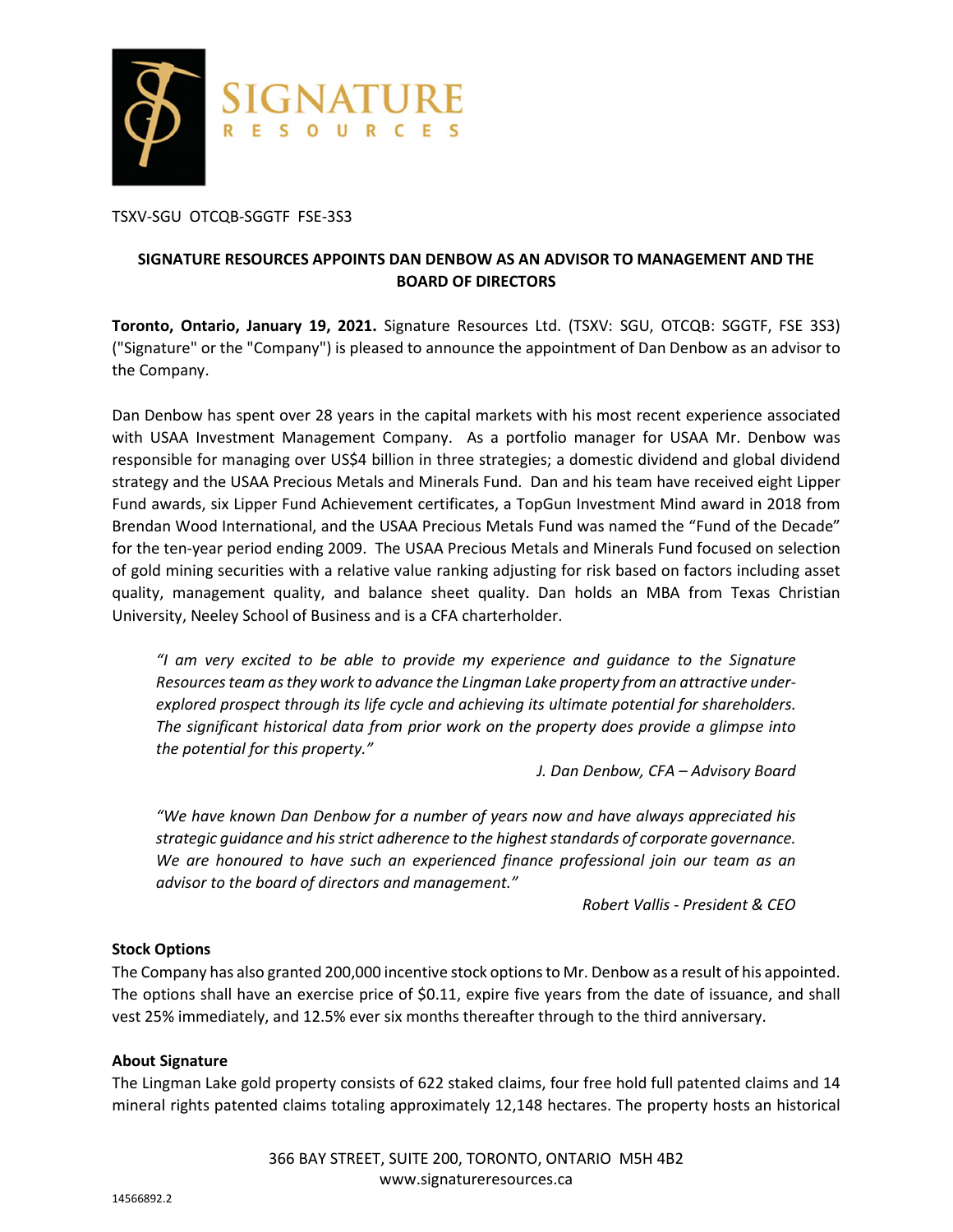TSXV-SGU OTCQB-SGGTF FSE-3S3

## SIGNATURE RESOURCES APPOINTS DAN DENBOW AS AN ADVISOR TO MANAGEMENT AND THE BOARD OF DIRECTORS

**Toronto, Ontario, January 19, 2021.** Signature Resources Ltd. (TSXV: SGU, OTCQB: SGGTF, FSE 3S3) ("Signature" or the "Company") is pleased to announce the appointment of Dan Denbow as an advisor to the Company.

Dan Denbow has spent over 28 years in the capital markets with his most recent experience associated with USAA Investment Management Company. As a portfolio manager for USAA Mr. Denbow was responsible for managing over US$4 billion in three strategies; a domestic dividend and global dividend strategy and the USAA Precious Metals and Minerals Fund. Dan and his team have received eight Lipper Fund awards, six Lipper Fund Achievement certificates, a TopGun Investment Mind award in 2018 from Brendan Wood International, and the USAA Precious Metals Fund was named the "Fund of the Decade" for the ten-year period ending 2009. The USAA Precious Metals and Minerals Fund focused on selection of gold mining securities with a relative value ranking adjusting for risk based on factors including asset quality, management quality, and balance sheet quality. Dan holds an MBA from Texas Christian University, Neeley School of Business and is a CFA charterholder.

> *"I am very excited to be able to provide my experience and guidance to the Signature Resources team as they work to advance the Lingman Lake property from an attractive under-explored prospect through its life cycle and achieving its ultimate potential for shareholders. The significant historical data from prior work on the property does provide a glimpse into the potential for this property."*
>
> *J. Dan Denbow, CFA – Advisory Board*

> *"We have known Dan Denbow for a number of years now and have always appreciated his strategic guidance and his strict adherence to the highest standards of corporate governance. We are honoured to have such an experienced finance professional join our team as an advisor to the board of directors and management."*
>
> *Robert Vallis - President & CEO*

**Stock Options**

The Company has also granted 200,000 incentive stock options to Mr. Denbow as a result of his appointed. The options shall have an exercise price of $0.11, expire five years from the date of issuance, and shall vest 25% immediately, and 12.5% ever six months thereafter through to the third anniversary.

**About Signature**

The Lingman Lake gold property consists of 622 staked claims, four free hold full patented claims and 14 mineral rights patented claims totaling approximately 12,148 hectares. The property hosts an historical

366 BAY STREET, SUITE 200, TORONTO, ONTARIO M5H 4B2
www.signatureresources.ca

14566892.2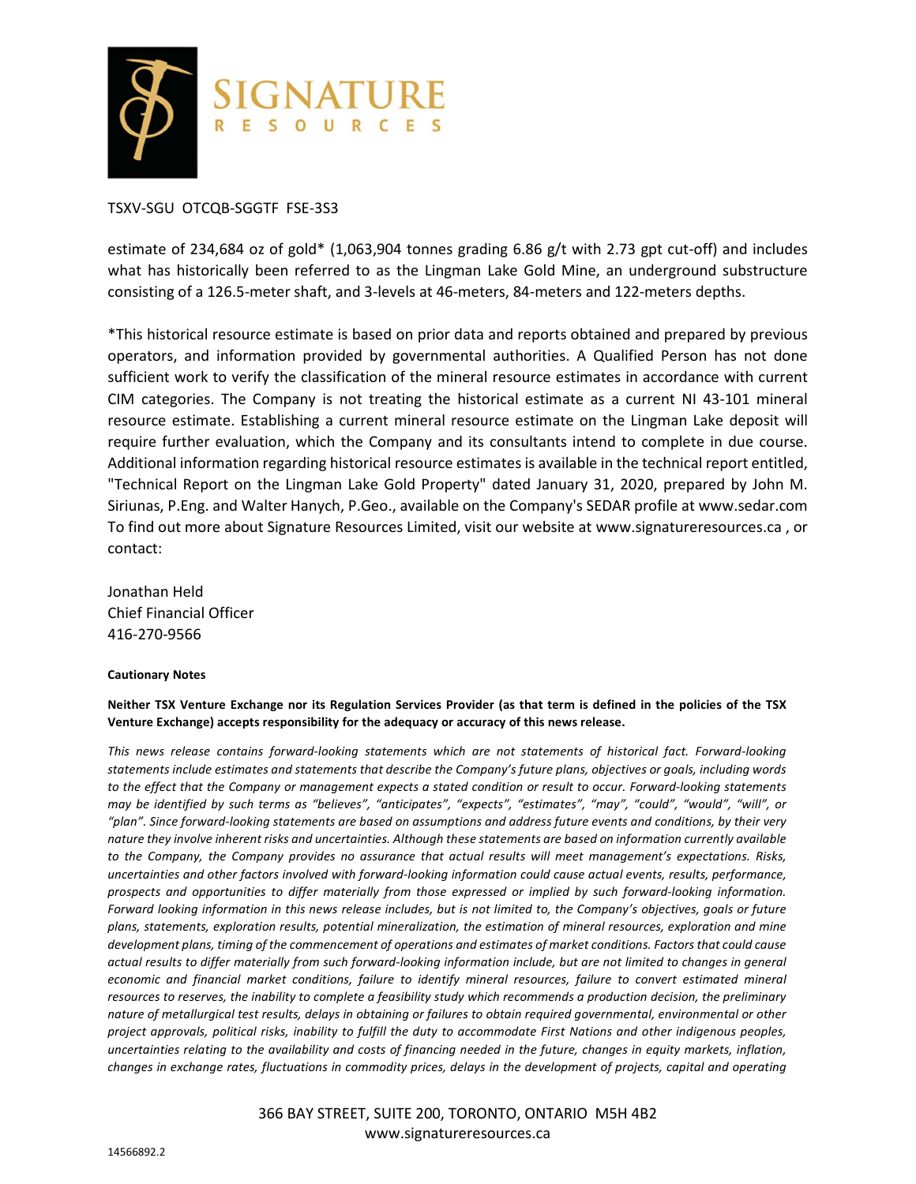estimate of 234,684 oz of gold* (1,063,904 tonnes grading 6.86 g/t with 2.73 gpt cut-off) and includes what has historically been referred to as the Lingman Lake Gold Mine, an underground substructure consisting of a 126.5-meter shaft, and 3-levels at 46-meters, 84-meters and 122-meters depths.

*This historical resource estimate is based on prior data and reports obtained and prepared by previous operators, and information provided by governmental authorities. A Qualified Person has not done sufficient work to verify the classification of the mineral resource estimates in accordance with current CIM categories. The Company is not treating the historical estimate as a current NI 43-101 mineral resource estimate. Establishing a current mineral resource estimate on the Lingman Lake deposit will require further evaluation, which the Company and its consultants intend to complete in due course. Additional information regarding historical resource estimates is available in the technical report entitled, "Technical Report on the Lingman Lake Gold Property" dated January 31, 2020, prepared by John M. Siriunas, P.Eng. and Walter Hanych, P.Geo., available on the Company's SEDAR profile at www.sedar.com To find out more about Signature Resources Limited, visit our website at www.signatureresources.ca , or contact:

Jonathan Held
Chief Financial Officer
416-270-9566

**Cautionary Notes**

**Neither TSX Venture Exchange nor its Regulation Services Provider (as that term is defined in the policies of the TSX Venture Exchange) accepts responsibility for the adequacy or accuracy of this news release.**

*This news release contains forward-looking statements which are not statements of historical fact. Forward-looking statements include estimates and statements that describe the Company's future plans, objectives or goals, including words to the effect that the Company or management expects a stated condition or result to occur. Forward-looking statements may be identified by such terms as "believes", "anticipates", "expects", "estimates", "may", "could", "would", "will", or "plan". Since forward-looking statements are based on assumptions and address future events and conditions, by their very nature they involve inherent risks and uncertainties. Although these statements are based on information currently available to the Company, the Company provides no assurance that actual results will meet management's expectations. Risks, uncertainties and other factors involved with forward-looking information could cause actual events, results, performance, prospects and opportunities to differ materially from those expressed or implied by such forward-looking information. Forward looking information in this news release includes, but is not limited to, the Company's objectives, goals or future plans, statements, exploration results, potential mineralization, the estimation of mineral resources, exploration and mine development plans, timing of the commencement of operations and estimates of market conditions. Factors that could cause actual results to differ materially from such forward-looking information include, but are not limited to changes in general economic and financial market conditions, failure to identify mineral resources, failure to convert estimated mineral resources to reserves, the inability to complete a feasibility study which recommends a production decision, the preliminary nature of metallurgical test results, delays in obtaining or failures to obtain required governmental, environmental or other project approvals, political risks, inability to fulfill the duty to accommodate First Nations and other indigenous peoples, uncertainties relating to the availability and costs of financing needed in the future, changes in equity markets, inflation, changes in exchange rates, fluctuations in commodity prices, delays in the development of projects, capital and operating*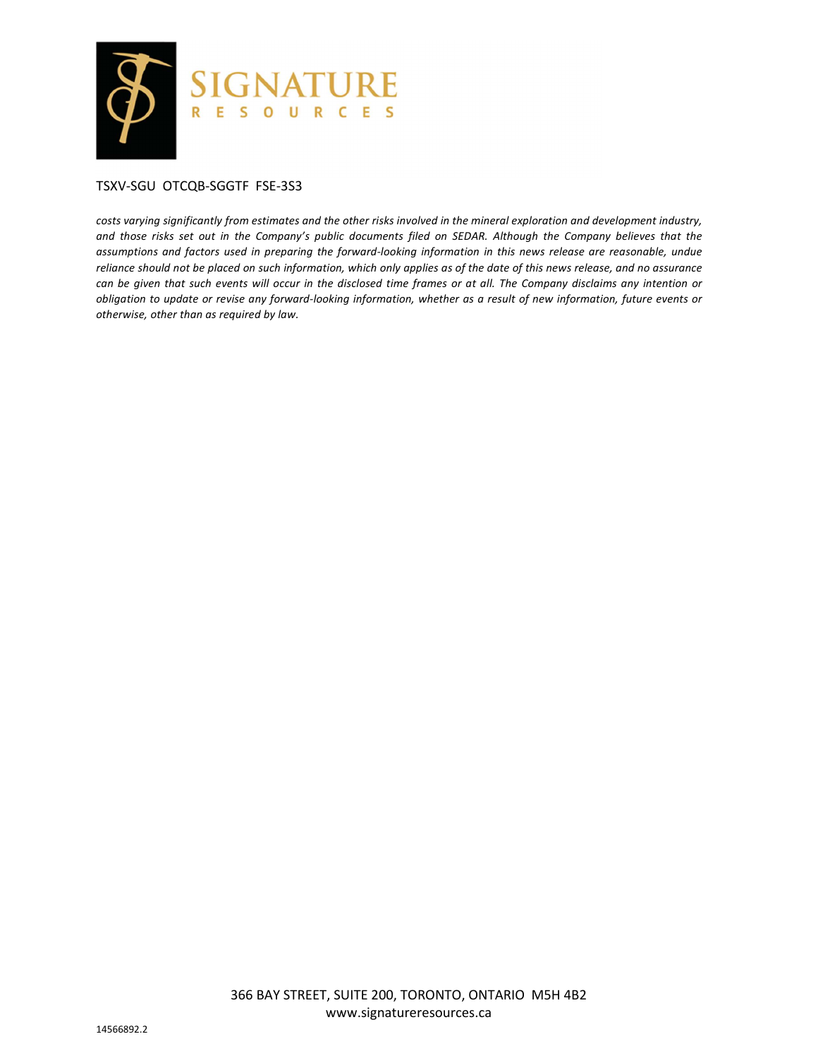*costs varying significantly from estimates and the other risks involved in the mineral exploration and development industry, and those risks set out in the Company's public documents filed on SEDAR. Although the Company believes that the assumptions and factors used in preparing the forward-looking information in this news release are reasonable, undue reliance should not be placed on such information, which only applies as of the date of this news release, and no assurance can be given that such events will occur in the disclosed time frames or at all. The Company disclaims any intention or obligation to update or revise any forward-looking information, whether as a result of new information, future events or otherwise, other than as required by law.*